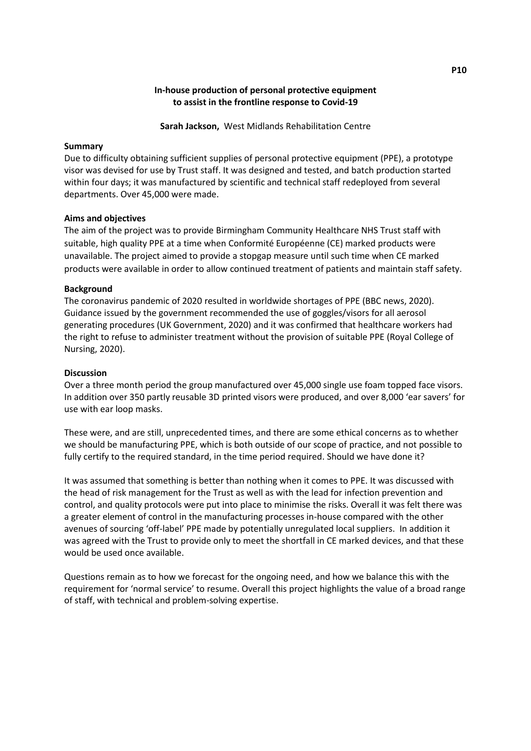# In-house production of personal protective equipment to assist in the frontline response to Covid-19

**Sarah Jackson,** West Midlands Rehabilitation Centre

## Summary

Due to difficulty obtaining sufficient supplies of personal protective equipment (PPE), a prototype visor was devised for use by Trust staff. It was designed and tested, and batch production started within four days; it was manufactured by scientific and technical staff redeployed from several departments. Over 45,000 were made.

## Aims and objectives

The aim of the project was to provide Birmingham Community Healthcare NHS Trust staff with suitable, high quality PPE at a time when Conformité Européenne (CE) marked products were unavailable. The project aimed to provide a stopgap measure until such time when CE marked products were available in order to allow continued treatment of patients and maintain staff safety.

## Background

The coronavirus pandemic of 2020 resulted in worldwide shortages of PPE (BBC news, 2020). Guidance issued by the government recommended the use of goggles/visors for all aerosol generating procedures (UK Government, 2020) and it was confirmed that healthcare workers had the right to refuse to administer treatment without the provision of suitable PPE (Royal College of Nursing, 2020).

## Discussion

Over a three month period the group manufactured over 45,000 single use foam topped face visors. In addition over 350 partly reusable 3D printed visors were produced, and over 8,000 'ear savers' for use with ear loop masks.

These were, and are still, unprecedented times, and there are some ethical concerns as to whether we should be manufacturing PPE, which is both outside of our scope of practice, and not possible to fully certify to the required standard, in the time period required. Should we have done it?

It was assumed that something is better than nothing when it comes to PPE. It was discussed with the head of risk management for the Trust as well as with the lead for infection prevention and control, and quality protocols were put into place to minimise the risks. Overall it was felt there was a greater element of control in the manufacturing processes in-house compared with the other avenues of sourcing 'off-label' PPE made by potentially unregulated local suppliers. In addition it was agreed with the Trust to provide only to meet the shortfall in CE marked devices, and that these would be used once available.

Questions remain as to how we forecast for the ongoing need, and how we balance this with the requirement for 'normal service' to resume. Overall this project highlights the value of a broad range of staff, with technical and problem-solving expertise.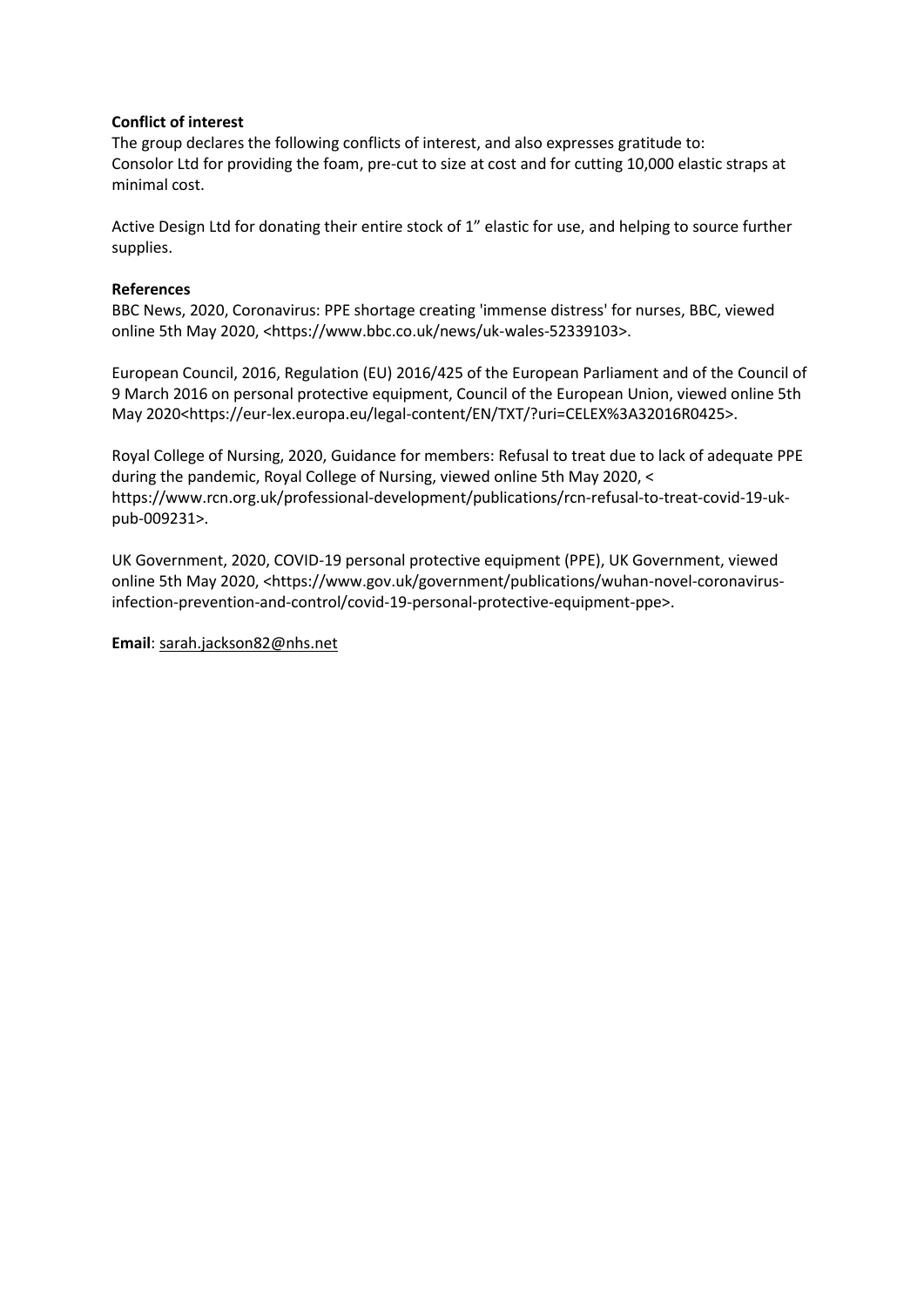**Conflict of interest**

The group declares the following conflicts of interest, and also expresses gratitude to:
Consolor Ltd for providing the foam, pre-cut to size at cost and for cutting 10,000 elastic straps at minimal cost.

Active Design Ltd for donating their entire stock of 1" elastic for use, and helping to source further supplies.

**References**

BBC News, 2020, Coronavirus: PPE shortage creating 'immense distress' for nurses, BBC, viewed online 5th May 2020, <https://www.bbc.co.uk/news/uk-wales-52339103>.

European Council, 2016, Regulation (EU) 2016/425 of the European Parliament and of the Council of 9 March 2016 on personal protective equipment, Council of the European Union, viewed online 5th May 2020<https://eur-lex.europa.eu/legal-content/EN/TXT/?uri=CELEX%3A32016R0425>.

Royal College of Nursing, 2020, Guidance for members: Refusal to treat due to lack of adequate PPE during the pandemic, Royal College of Nursing, viewed online 5th May 2020, < https://www.rcn.org.uk/professional-development/publications/rcn-refusal-to-treat-covid-19-uk-pub-009231>.

UK Government, 2020, COVID-19 personal protective equipment (PPE), UK Government, viewed online 5th May 2020, <https://www.gov.uk/government/publications/wuhan-novel-coronavirus-infection-prevention-and-control/covid-19-personal-protective-equipment-ppe>.

**Email**: sarah.jackson82@nhs.net